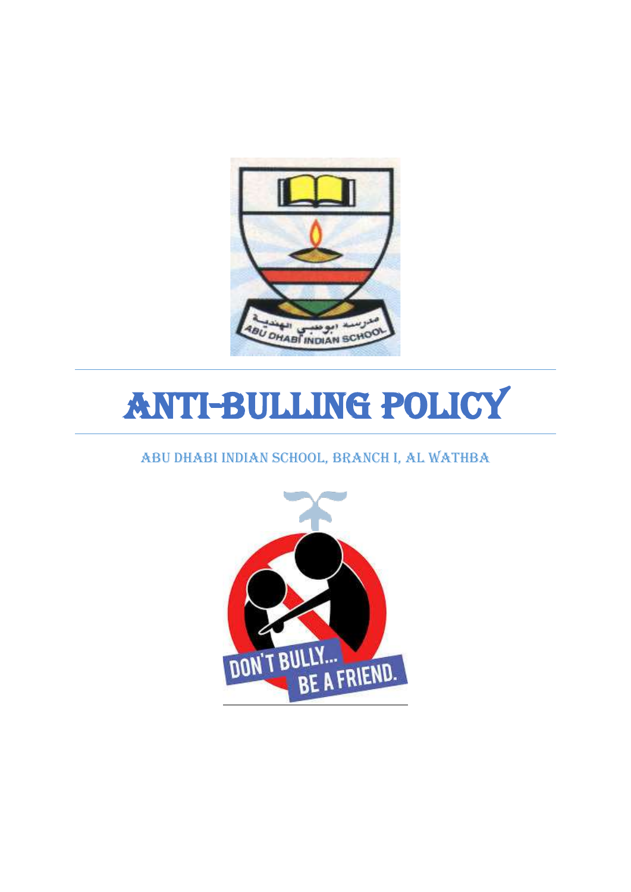# ANTI-BULLING POLICY

ABU DHABI INDIAN SCHOOL, BRANCH I, AL WATHBA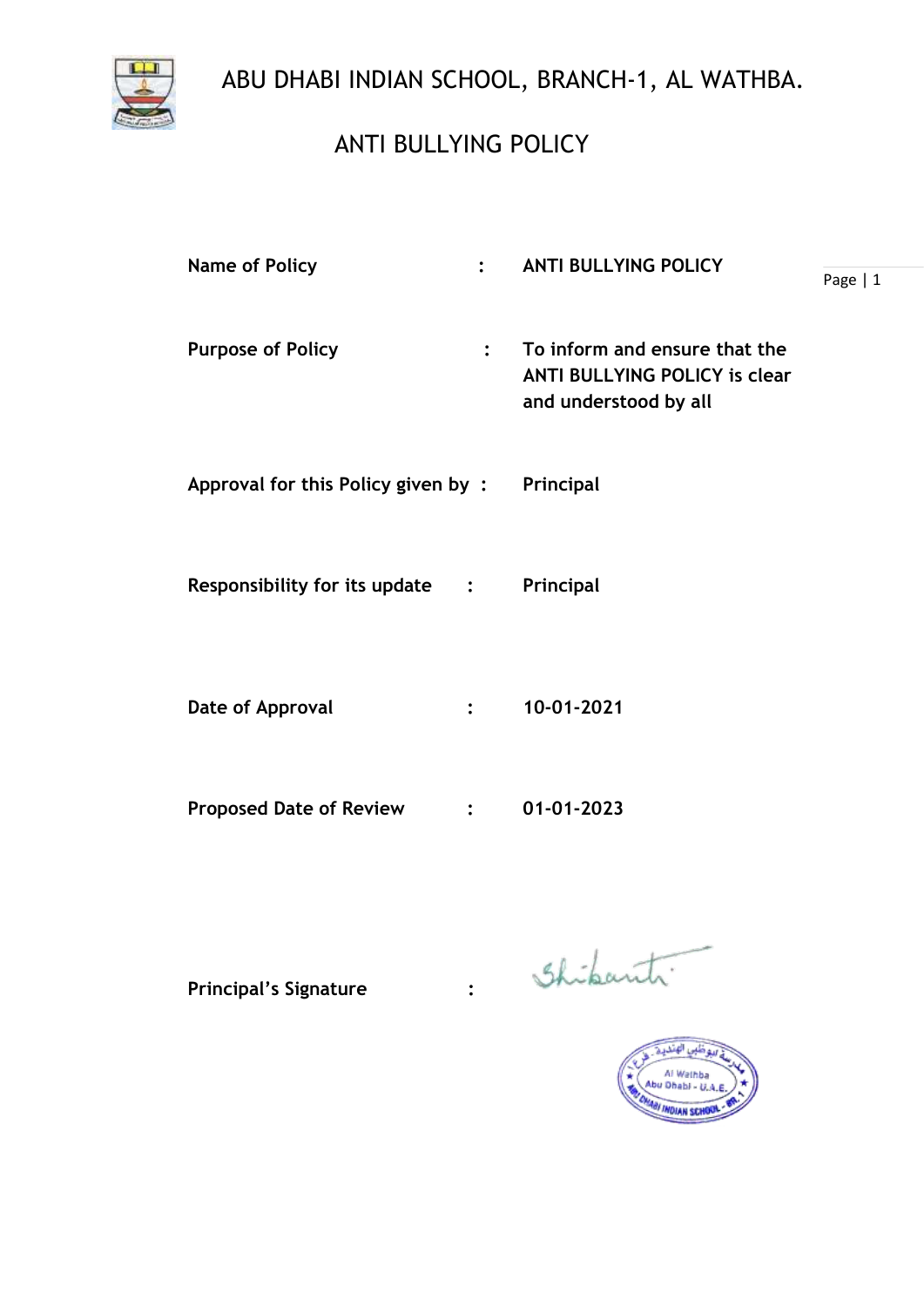# ABU DHABI INDIAN SCHOOL, BRANCH-1, AL WATHBA.

## ANTI BULLYING POLICY

| | | |
|---|---|---|
| **Name of Policy** | **:** | **ANTI BULLYING POLICY** |
| **Purpose of Policy** | **:** | **To inform and ensure that the ANTI BULLYING POLICY is clear and understood by all** |
| **Approval for this Policy given by** | **:** | **Principal** |
| **Responsibility for its update** | **:** | **Principal** |
| **Date of Approval** | **:** | **10-01-2021** |
| **Proposed Date of Review** | **:** | **01-01-2023** |
| **Principal's Signature** | **:** | Shikanti |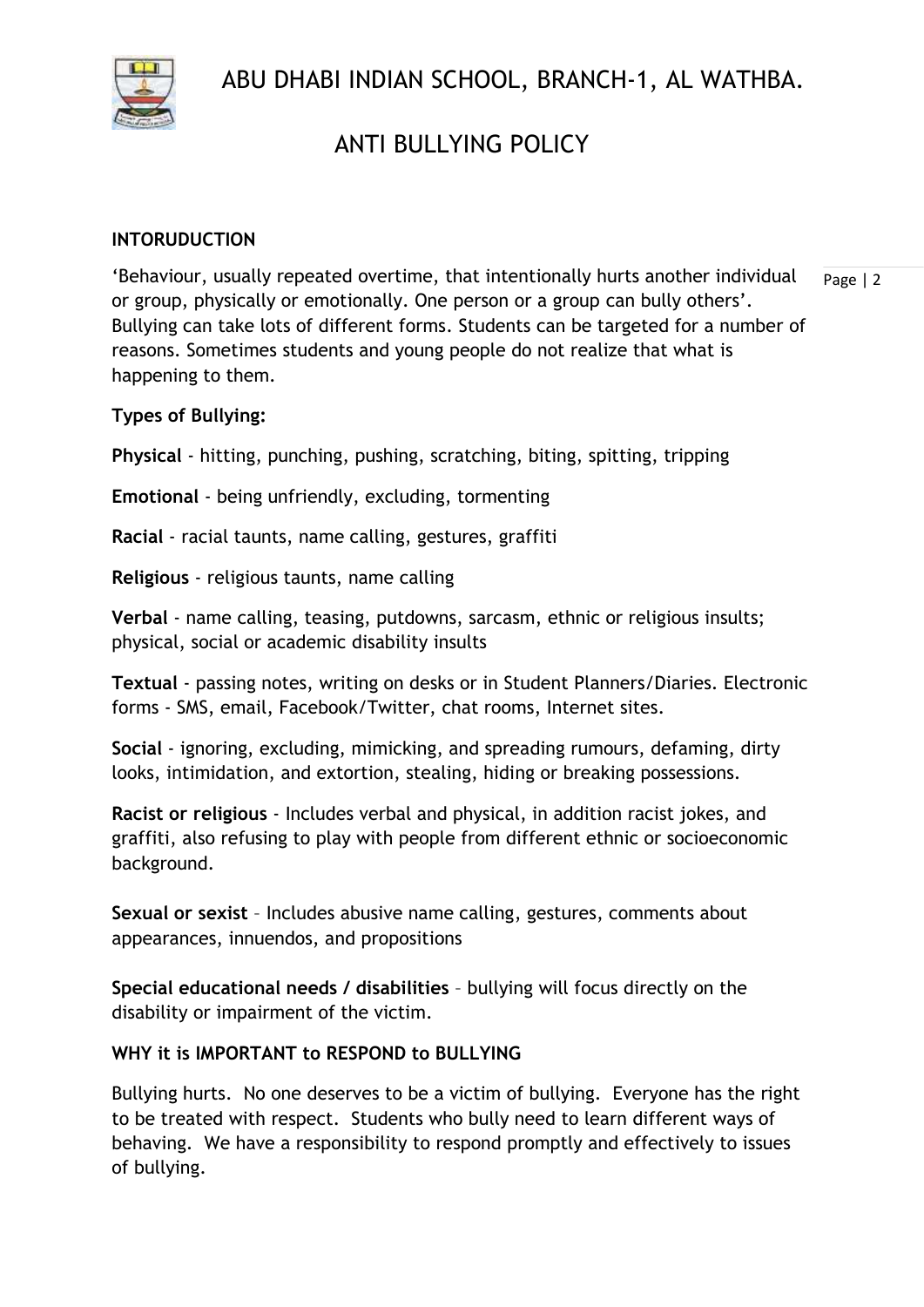# ABU DHABI INDIAN SCHOOL, BRANCH-1, AL WATHBA.

## ANTI BULLYING POLICY

**INTORUDUCTION**

'Behaviour, usually repeated overtime, that intentionally hurts another individual or group, physically or emotionally. One person or a group can bully others'. Bullying can take lots of different forms. Students can be targeted for a number of reasons. Sometimes students and young people do not realize that what is happening to them.

**Types of Bullying:**

**Physical** - hitting, punching, pushing, scratching, biting, spitting, tripping

**Emotional** - being unfriendly, excluding, tormenting

**Racial** - racial taunts, name calling, gestures, graffiti

**Religious** - religious taunts, name calling

**Verbal** - name calling, teasing, putdowns, sarcasm, ethnic or religious insults; physical, social or academic disability insults

**Textual** - passing notes, writing on desks or in Student Planners/Diaries. Electronic forms - SMS, email, Facebook/Twitter, chat rooms, Internet sites.

**Social** - ignoring, excluding, mimicking, and spreading rumours, defaming, dirty looks, intimidation, and extortion, stealing, hiding or breaking possessions.

**Racist or religious** - Includes verbal and physical, in addition racist jokes, and graffiti, also refusing to play with people from different ethnic or socioeconomic background.

**Sexual or sexist** – Includes abusive name calling, gestures, comments about appearances, innuendos, and propositions

**Special educational needs / disabilities** – bullying will focus directly on the disability or impairment of the victim.

**WHY it is IMPORTANT to RESPOND to BULLYING**

Bullying hurts. No one deserves to be a victim of bullying. Everyone has the right to be treated with respect. Students who bully need to learn different ways of behaving. We have a responsibility to respond promptly and effectively to issues of bullying.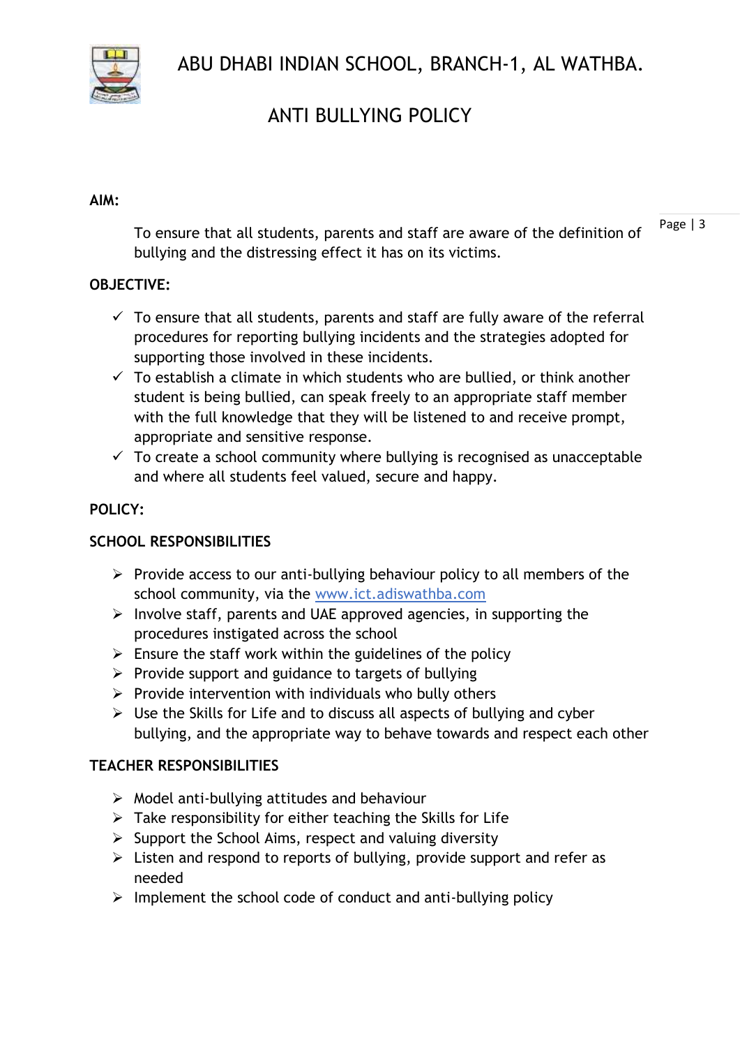# ABU DHABI INDIAN SCHOOL, BRANCH-1, AL WATHBA.

## ANTI BULLYING POLICY

**AIM:**

To ensure that all students, parents and staff are aware of the definition of bullying and the distressing effect it has on its victims.

**OBJECTIVE:**

- ✓ To ensure that all students, parents and staff are fully aware of the referral procedures for reporting bullying incidents and the strategies adopted for supporting those involved in these incidents.
- ✓ To establish a climate in which students who are bullied, or think another student is being bullied, can speak freely to an appropriate staff member with the full knowledge that they will be listened to and receive prompt, appropriate and sensitive response.
- ✓ To create a school community where bullying is recognised as unacceptable and where all students feel valued, secure and happy.

**POLICY:**

**SCHOOL RESPONSIBILITIES**

- ➢ Provide access to our anti-bullying behaviour policy to all members of the school community, via the www.ict.adiswathba.com
- ➢ Involve staff, parents and UAE approved agencies, in supporting the procedures instigated across the school
- ➢ Ensure the staff work within the guidelines of the policy
- ➢ Provide support and guidance to targets of bullying
- ➢ Provide intervention with individuals who bully others
- ➢ Use the Skills for Life and to discuss all aspects of bullying and cyber bullying, and the appropriate way to behave towards and respect each other

**TEACHER RESPONSIBILITIES**

- ➢ Model anti-bullying attitudes and behaviour
- ➢ Take responsibility for either teaching the Skills for Life
- ➢ Support the School Aims, respect and valuing diversity
- ➢ Listen and respond to reports of bullying, provide support and refer as needed
- ➢ Implement the school code of conduct and anti-bullying policy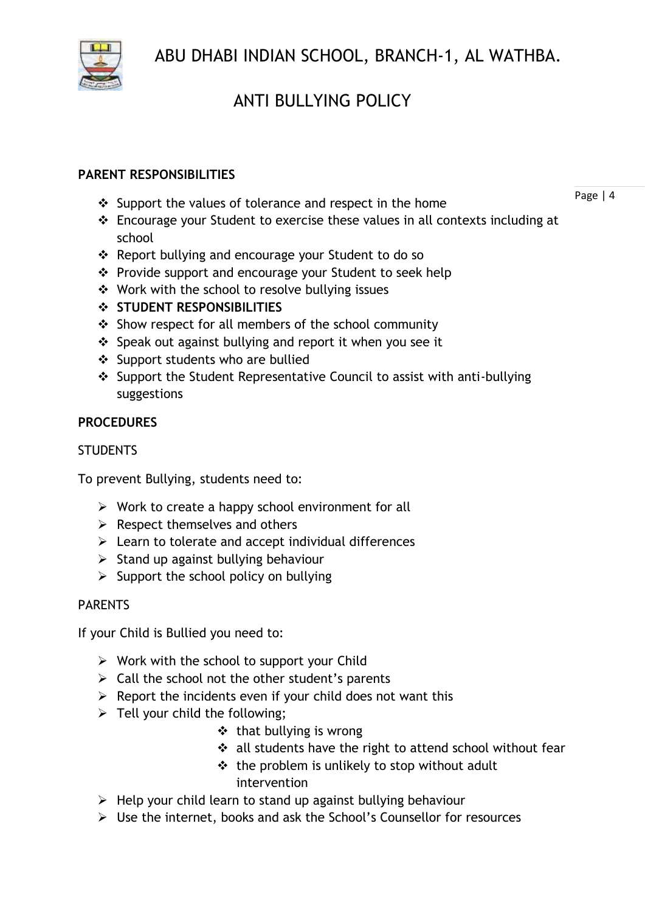**PARENT RESPONSIBILITIES**

- Support the values of tolerance and respect in the home
- Encourage your Student to exercise these values in all contexts including at school
- Report bullying and encourage your Student to do so
- Provide support and encourage your Student to seek help
- Work with the school to resolve bullying issues
- **STUDENT RESPONSIBILITIES**
- Show respect for all members of the school community
- Speak out against bullying and report it when you see it
- Support students who are bullied
- Support the Student Representative Council to assist with anti-bullying suggestions

**PROCEDURES**

STUDENTS

To prevent Bullying, students need to:

- Work to create a happy school environment for all
- Respect themselves and others
- Learn to tolerate and accept individual differences
- Stand up against bullying behaviour
- Support the school policy on bullying

PARENTS

If your Child is Bullied you need to:

- Work with the school to support your Child
- Call the school not the other student's parents
- Report the incidents even if your child does not want this
- Tell your child the following;
    - that bullying is wrong
    - all students have the right to attend school without fear
    - the problem is unlikely to stop without adult intervention
- Help your child learn to stand up against bullying behaviour
- Use the internet, books and ask the School's Counsellor for resources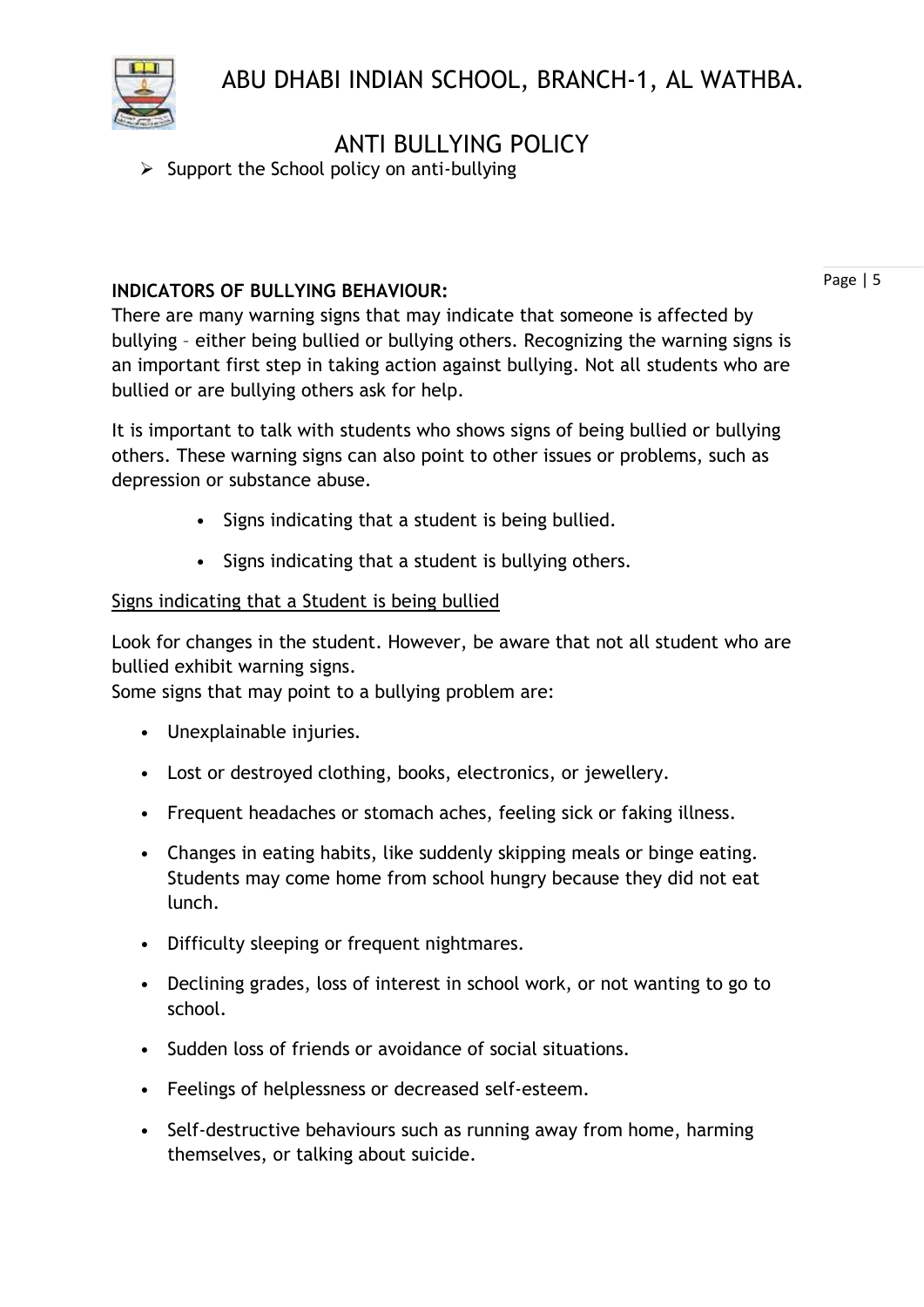- Support the School policy on anti-bullying

**INDICATORS OF BULLYING BEHAVIOUR:**

There are many warning signs that may indicate that someone is affected by bullying – either being bullied or bullying others. Recognizing the warning signs is an important first step in taking action against bullying. Not all students who are bullied or are bullying others ask for help.

It is important to talk with students who shows signs of being bullied or bullying others. These warning signs can also point to other issues or problems, such as depression or substance abuse.

- Signs indicating that a student is being bullied.
- Signs indicating that a student is bullying others.

<u>Signs indicating that a Student is being bullied</u>

Look for changes in the student. However, be aware that not all student who are bullied exhibit warning signs.
Some signs that may point to a bullying problem are:

- Unexplainable injuries.
- Lost or destroyed clothing, books, electronics, or jewellery.
- Frequent headaches or stomach aches, feeling sick or faking illness.
- Changes in eating habits, like suddenly skipping meals or binge eating. Students may come home from school hungry because they did not eat lunch.
- Difficulty sleeping or frequent nightmares.
- Declining grades, loss of interest in school work, or not wanting to go to school.
- Sudden loss of friends or avoidance of social situations.
- Feelings of helplessness or decreased self-esteem.
- Self-destructive behaviours such as running away from home, harming themselves, or talking about suicide.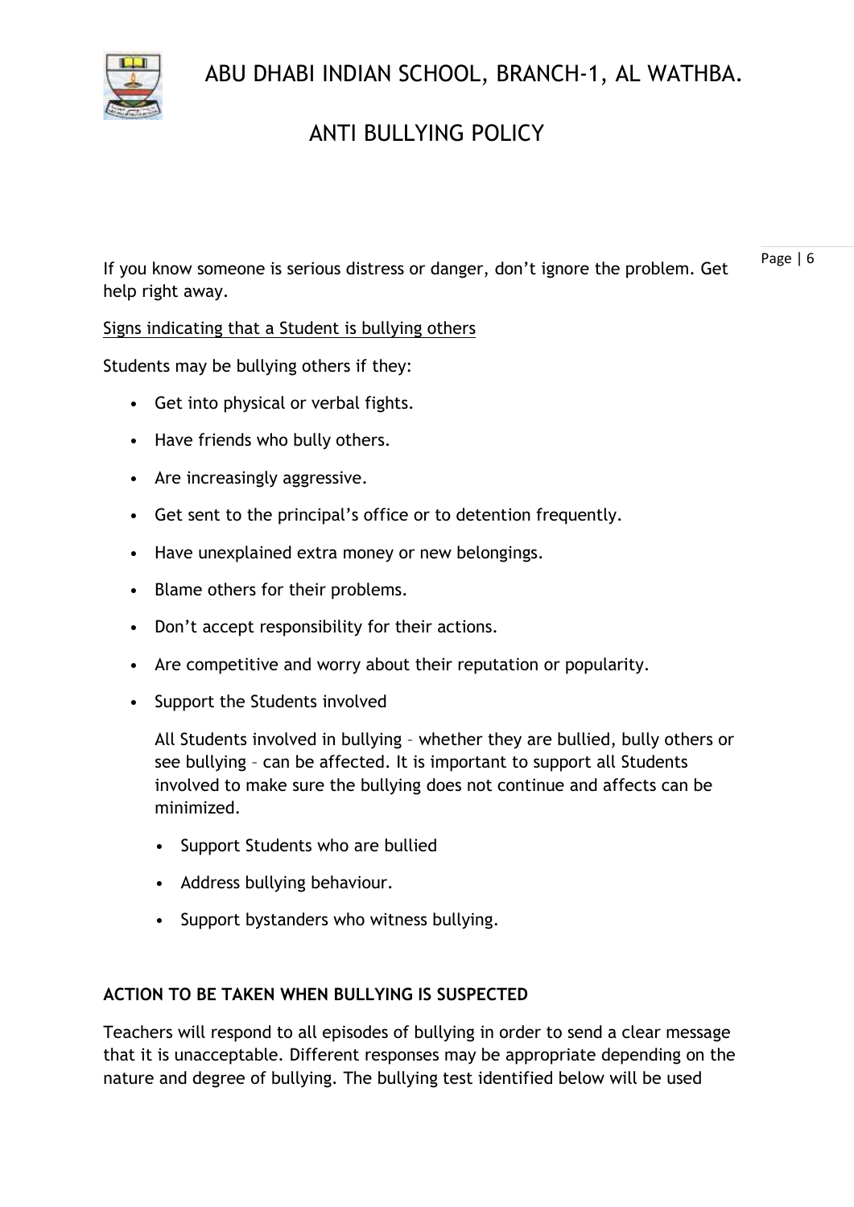If you know someone is serious distress or danger, don't ignore the problem. Get help right away.

<u>Signs indicating that a Student is bullying others</u>

Students may be bullying others if they:

- Get into physical or verbal fights.
- Have friends who bully others.
- Are increasingly aggressive.
- Get sent to the principal's office or to detention frequently.
- Have unexplained extra money or new belongings.
- Blame others for their problems.
- Don't accept responsibility for their actions.
- Are competitive and worry about their reputation or popularity.
- Support the Students involved

  All Students involved in bullying – whether they are bullied, bully others or see bullying – can be affected. It is important to support all Students involved to make sure the bullying does not continue and affects can be minimized.

  - Support Students who are bullied
  - Address bullying behaviour.
  - Support bystanders who witness bullying.

**ACTION TO BE TAKEN WHEN BULLYING IS SUSPECTED**

Teachers will respond to all episodes of bullying in order to send a clear message that it is unacceptable. Different responses may be appropriate depending on the nature and degree of bullying. The bullying test identified below will be used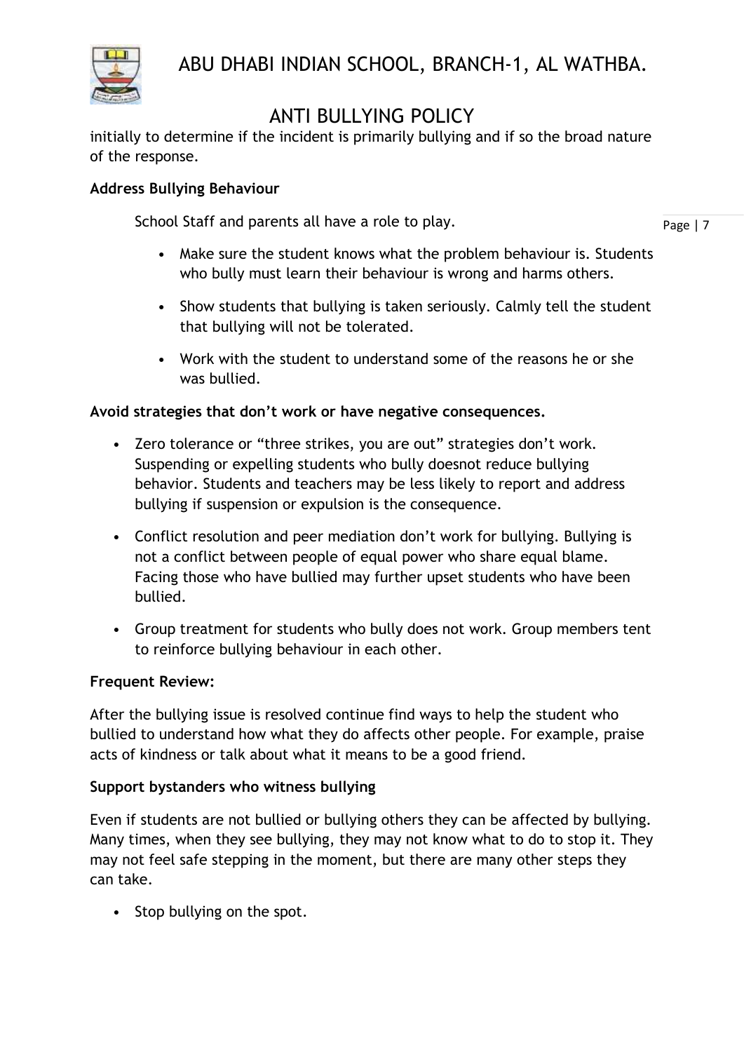initially to determine if the incident is primarily bullying and if so the broad nature of the response.

**Address Bullying Behaviour**

School Staff and parents all have a role to play.

- Make sure the student knows what the problem behaviour is. Students who bully must learn their behaviour is wrong and harms others.
- Show students that bullying is taken seriously. Calmly tell the student that bullying will not be tolerated.
- Work with the student to understand some of the reasons he or she was bullied.

**Avoid strategies that don't work or have negative consequences.**

- Zero tolerance or "three strikes, you are out" strategies don't work. Suspending or expelling students who bully doesnot reduce bullying behavior. Students and teachers may be less likely to report and address bullying if suspension or expulsion is the consequence.
- Conflict resolution and peer mediation don't work for bullying. Bullying is not a conflict between people of equal power who share equal blame. Facing those who have bullied may further upset students who have been bullied.
- Group treatment for students who bully does not work. Group members tent to reinforce bullying behaviour in each other.

**Frequent Review:**

After the bullying issue is resolved continue find ways to help the student who bullied to understand how what they do affects other people. For example, praise acts of kindness or talk about what it means to be a good friend.

**Support bystanders who witness bullying**

Even if students are not bullied or bullying others they can be affected by bullying. Many times, when they see bullying, they may not know what to do to stop it. They may not feel safe stepping in the moment, but there are many other steps they can take.

- Stop bullying on the spot.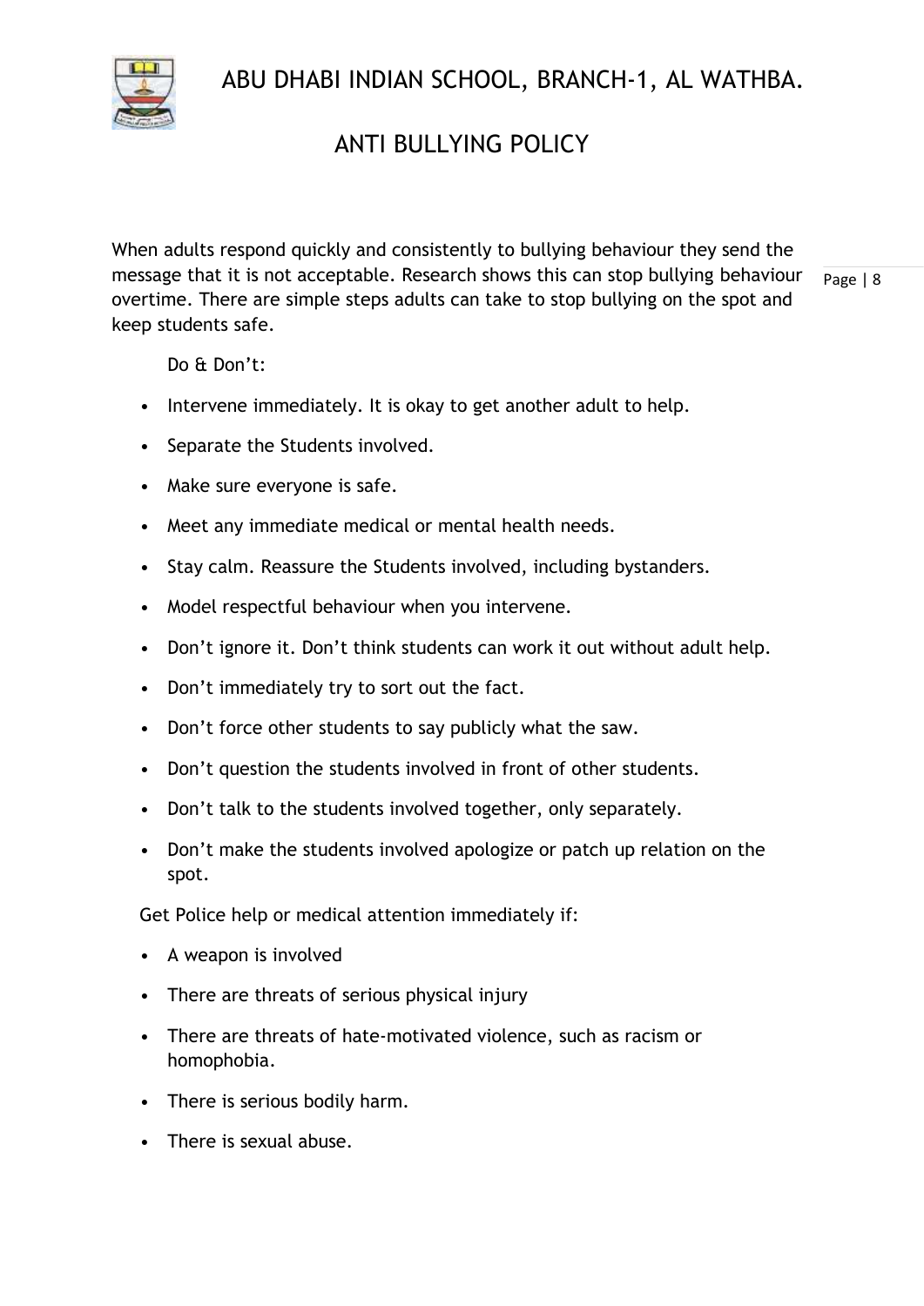When adults respond quickly and consistently to bullying behaviour they send the message that it is not acceptable. Research shows this can stop bullying behaviour overtime. There are simple steps adults can take to stop bullying on the spot and keep students safe.

Do & Don't:

- Intervene immediately. It is okay to get another adult to help.
- Separate the Students involved.
- Make sure everyone is safe.
- Meet any immediate medical or mental health needs.
- Stay calm. Reassure the Students involved, including bystanders.
- Model respectful behaviour when you intervene.
- Don't ignore it. Don't think students can work it out without adult help.
- Don't immediately try to sort out the fact.
- Don't force other students to say publicly what the saw.
- Don't question the students involved in front of other students.
- Don't talk to the students involved together, only separately.
- Don't make the students involved apologize or patch up relation on the spot.

Get Police help or medical attention immediately if:

- A weapon is involved
- There are threats of serious physical injury
- There are threats of hate-motivated violence, such as racism or homophobia.
- There is serious bodily harm.
- There is sexual abuse.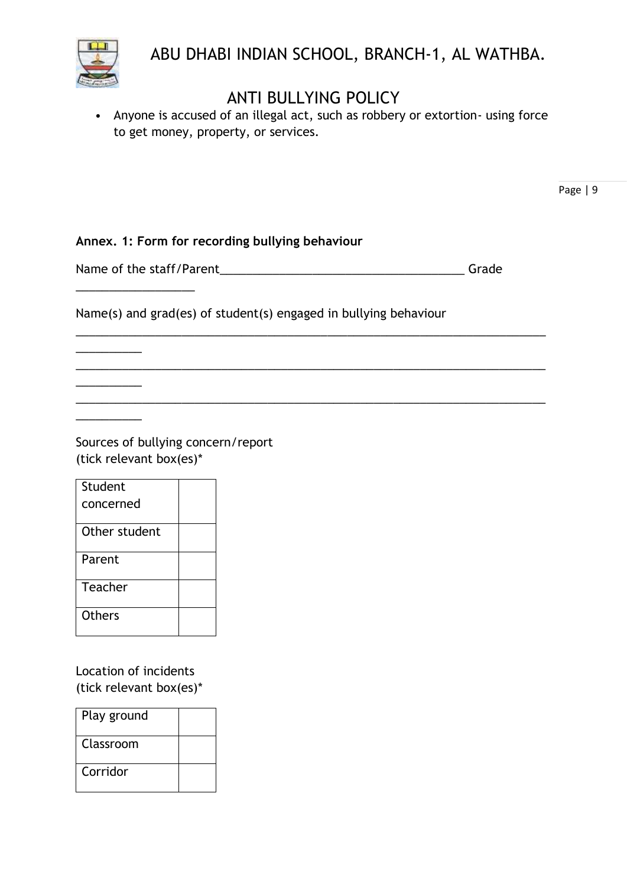- Anyone is accused of an illegal act, such as robbery or extortion- using force to get money, property, or services.

**Annex. 1: Form for recording bullying behaviour**

Name of the staff/Parent______________________________________ Grade __________________

Name(s) and grad(es) of student(s) engaged in bullying behaviour

__________________________________________________________________________________

__________________________________________________________________________________

__________________________________________________________________________________

Sources of bullying concern/report
(tick relevant box(es)*

| | |
|---|---|
| Student concerned | |
| Other student | |
| Parent | |
| Teacher | |
| Others | |

Location of incidents
(tick relevant box(es)*

| | |
|---|---|
| Play ground | |
| Classroom | |
| Corridor | |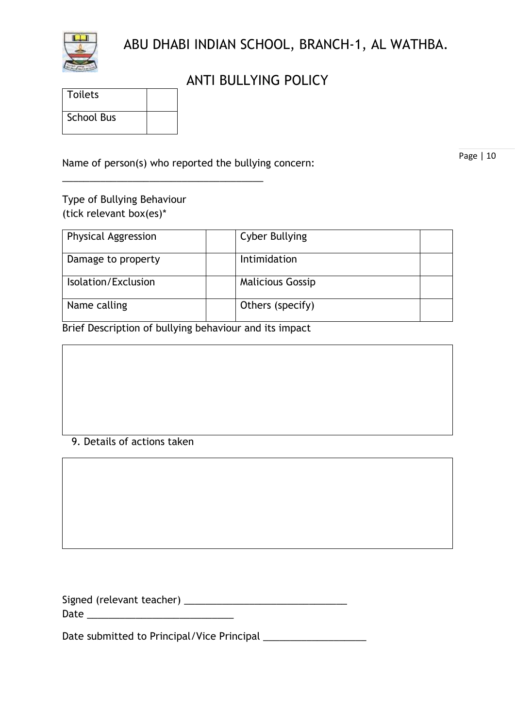| Toilets | |
|---|---|
| School Bus | |

Name of person(s) who reported the bullying concern:

_____________________________________

Type of Bullying Behaviour
(tick relevant box(es)*

| Physical Aggression | | Cyber Bullying | |
|---|---|---|---|
| Damage to property | | Intimidation | |
| Isolation/Exclusion | | Malicious Gossip | |
| Name calling | | Others (specify) | |

Brief Description of bullying behaviour and its impact

| |
|---|
| |

9. Details of actions taken

| |
|---|
| |

Signed (relevant teacher) ______________________________
Date ___________________________

Date submitted to Principal/Vice Principal ___________________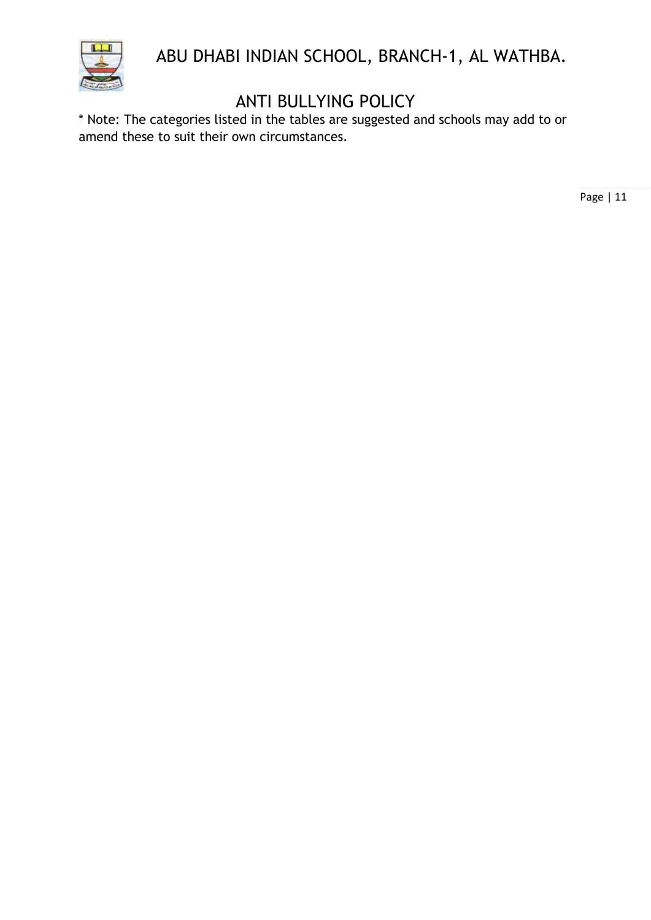* Note: The categories listed in the tables are suggested and schools may add to or amend these to suit their own circumstances.